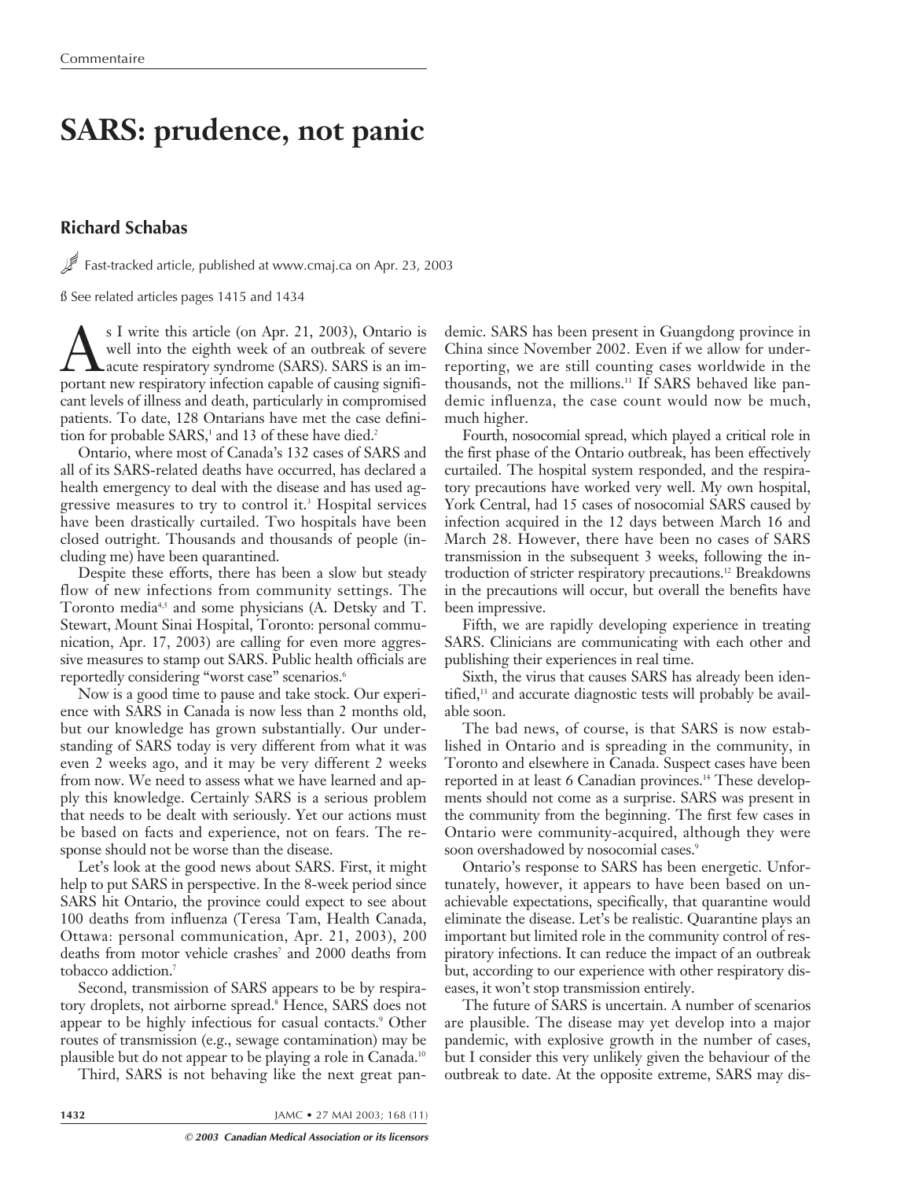# SARS: prudence, not panic

## Richard Schabas

Fast-tracked article, published at www.cmaj.ca on Apr. 23, 2003

ß See related articles pages 1415 and 1434

As I write this article (on Apr. 21, 2003), Ontario is well into the eighth week of an outbreak of severe acute respiratory syndrome (SARS). SARS is an important new respiratory infection capable of causing significant levels of illness and death, particularly in compromised patients. To date, 128 Ontarians have met the case definition for probable SARS,[1] and 13 of these have died.[2]

Ontario, where most of Canada's 132 cases of SARS and all of its SARS-related deaths have occurred, has declared a health emergency to deal with the disease and has used aggressive measures to try to control it.[3] Hospital services have been drastically curtailed. Two hospitals have been closed outright. Thousands and thousands of people (including me) have been quarantined.

Despite these efforts, there has been a slow but steady flow of new infections from community settings. The Toronto media[4,5] and some physicians (A. Detsky and T. Stewart, Mount Sinai Hospital, Toronto: personal communication, Apr. 17, 2003) are calling for even more aggressive measures to stamp out SARS. Public health officials are reportedly considering "worst case" scenarios.[6]

Now is a good time to pause and take stock. Our experience with SARS in Canada is now less than 2 months old, but our knowledge has grown substantially. Our understanding of SARS today is very different from what it was even 2 weeks ago, and it may be very different 2 weeks from now. We need to assess what we have learned and apply this knowledge. Certainly SARS is a serious problem that needs to be dealt with seriously. Yet our actions must be based on facts and experience, not on fears. The response should not be worse than the disease.

Let's look at the good news about SARS. First, it might help to put SARS in perspective. In the 8-week period since SARS hit Ontario, the province could expect to see about 100 deaths from influenza (Teresa Tam, Health Canada, Ottawa: personal communication, Apr. 21, 2003), 200 deaths from motor vehicle crashes[7] and 2000 deaths from tobacco addiction.[7]

Second, transmission of SARS appears to be by respiratory droplets, not airborne spread.[8] Hence, SARS does not appear to be highly infectious for casual contacts.[9] Other routes of transmission (e.g., sewage contamination) may be plausible but do not appear to be playing a role in Canada.[10]

Third, SARS is not behaving like the next great pandemic. SARS has been present in Guangdong province in China since November 2002. Even if we allow for underreporting, we are still counting cases worldwide in the thousands, not the millions.[11] If SARS behaved like pandemic influenza, the case count would now be much, much higher.

Fourth, nosocomial spread, which played a critical role in the first phase of the Ontario outbreak, has been effectively curtailed. The hospital system responded, and the respiratory precautions have worked very well. My own hospital, York Central, had 15 cases of nosocomial SARS caused by infection acquired in the 12 days between March 16 and March 28. However, there have been no cases of SARS transmission in the subsequent 3 weeks, following the introduction of stricter respiratory precautions.[12] Breakdowns in the precautions will occur, but overall the benefits have been impressive.

Fifth, we are rapidly developing experience in treating SARS. Clinicians are communicating with each other and publishing their experiences in real time.

Sixth, the virus that causes SARS has already been identified,[13] and accurate diagnostic tests will probably be available soon.

The bad news, of course, is that SARS is now established in Ontario and is spreading in the community, in Toronto and elsewhere in Canada. Suspect cases have been reported in at least 6 Canadian provinces.[14] These developments should not come as a surprise. SARS was present in the community from the beginning. The first few cases in Ontario were community-acquired, although they were soon overshadowed by nosocomial cases.[9]

Ontario's response to SARS has been energetic. Unfortunately, however, it appears to have been based on unachievable expectations, specifically, that quarantine would eliminate the disease. Let's be realistic. Quarantine plays an important but limited role in the community control of respiratory infections. It can reduce the impact of an outbreak but, according to our experience with other respiratory diseases, it won't stop transmission entirely.

The future of SARS is uncertain. A number of scenarios are plausible. The disease may yet develop into a major pandemic, with explosive growth in the number of cases, but I consider this very unlikely given the behaviour of the outbreak to date. At the opposite extreme, SARS may dis-

*© 2003 Canadian Medical Association or its licensors*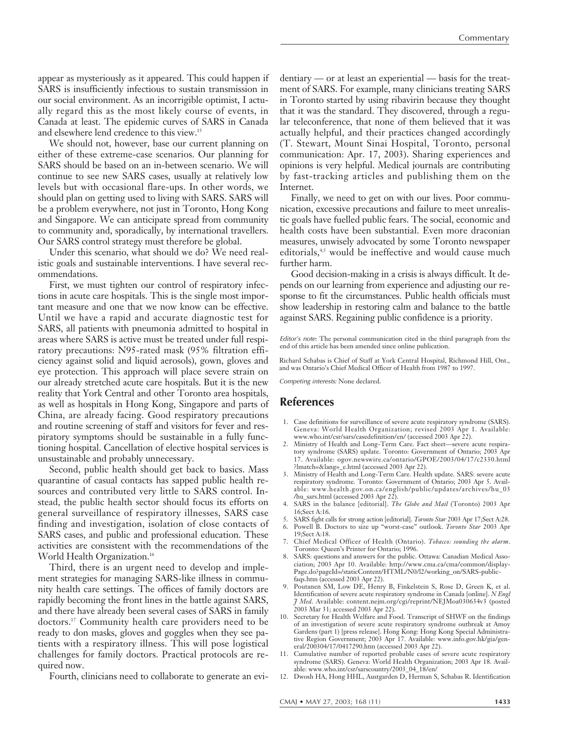appear as mysteriously as it appeared. This could happen if SARS is insufficiently infectious to sustain transmission in our social environment. As an incorrigible optimist, I actually regard this as the most likely course of events, in Canada at least. The epidemic curves of SARS in Canada and elsewhere lend credence to this view.[15]

We should not, however, base our current planning on either of these extreme-case scenarios. Our planning for SARS should be based on an in-between scenario. We will continue to see new SARS cases, usually at relatively low levels but with occasional flare-ups. In other words, we should plan on getting used to living with SARS. SARS will be a problem everywhere, not just in Toronto, Hong Kong and Singapore. We can anticipate spread from community to community and, sporadically, by international travellers. Our SARS control strategy must therefore be global.

Under this scenario, what should we do? We need realistic goals and sustainable interventions. I have several recommendations.

First, we must tighten our control of respiratory infections in acute care hospitals. This is the single most important measure and one that we now know can be effective. Until we have a rapid and accurate diagnostic test for SARS, all patients with pneumonia admitted to hospital in areas where SARS is active must be treated under full respiratory precautions: N95-rated mask (95% filtration efficiency against solid and liquid aerosols), gown, gloves and eye protection. This approach will place severe strain on our already stretched acute care hospitals. But it is the new reality that York Central and other Toronto area hospitals, as well as hospitals in Hong Kong, Singapore and parts of China, are already facing. Good respiratory precautions and routine screening of staff and visitors for fever and respiratory symptoms should be sustainable in a fully functioning hospital. Cancellation of elective hospital services is unsustainable and probably unnecessary.

Second, public health should get back to basics. Mass quarantine of casual contacts has sapped public health resources and contributed very little to SARS control. Instead, the public health sector should focus its efforts on general surveillance of respiratory illnesses, SARS case finding and investigation, isolation of close contacts of SARS cases, and public and professional education. These activities are consistent with the recommendations of the World Health Organization.[16]

Third, there is an urgent need to develop and implement strategies for managing SARS-like illness in community health care settings. The offices of family doctors are rapidly becoming the front lines in the battle against SARS, and there have already been several cases of SARS in family doctors.[17] Community health care providers need to be ready to don masks, gloves and goggles when they see patients with a respiratory illness. This will pose logistical challenges for family doctors. Practical protocols are required now.

Fourth, clinicians need to collaborate to generate an evidentiary — or at least an experiential — basis for the treatment of SARS. For example, many clinicians treating SARS in Toronto started by using ribavirin because they thought that it was the standard. They discovered, through a regular teleconference, that none of them believed that it was actually helpful, and their practices changed accordingly (T. Stewart, Mount Sinai Hospital, Toronto, personal communication: Apr. 17, 2003). Sharing experiences and opinions is very helpful. Medical journals are contributing by fast-tracking articles and publishing them on the Internet.

Finally, we need to get on with our lives. Poor communication, excessive precautions and failure to meet unrealistic goals have fuelled public fears. The social, economic and health costs have been substantial. Even more draconian measures, unwisely advocated by some Toronto newspaper editorials,[4,5] would be ineffective and would cause much further harm.

Good decision-making in a crisis is always difficult. It depends on our learning from experience and adjusting our response to fit the circumstances. Public health officials must show leadership in restoring calm and balance to the battle against SARS. Regaining public confidence is a priority.

*Editor's note*: The personal communication cited in the third paragraph from the end of this article has been amended since online publication.

Richard Schabas is Chief of Staff at York Central Hospital, Richmond Hill, Ont., and was Ontario's Chief Medical Officer of Health from 1987 to 1997.

*Competing interests:* None declared.

## References

1. Case definitions for surveillance of severe acute respiratory syndrome (SARS). Geneva: World Health Organization; revised 2003 Apr 1. Available: www.who.int/csr/sars/casedefinition/en/ (accessed 2003 Apr 22).
2. Ministry of Health and Long-Term Care. Fact sheet—severe acute respiratory syndrome (SARS) update. Toronto: Government of Ontario; 2003 Apr 17. Available: ogov.newswire.ca/ontario/GPOE/2003/04/17/c2330.html ?lmatch=&lang=_e.html (accessed 2003 Apr 22).
3. Ministry of Health and Long-Term Care. Health update. SARS: severe acute respiratory syndrome. Toronto: Government of Ontario; 2003 Apr 5. Available: www.health.gov.on.ca/english/public/updates/archives/hu_03 /hu_sars.html (accessed 2003 Apr 22).
4. SARS in the balance [editorial]. *The Globe and Mail* (Toronto) 2003 Apr 16;Sect A:16.
5. SARS fight calls for strong action [editorial]. *Toronto Star* 2003 Apr 17;Sect A:28.
6. Powell B. Doctors to size up "worst-case" outlook. *Toronto Star* 2003 Apr 19;Sect A:18.
7. Chief Medical Officer of Health (Ontario). *Tobacco: sounding the alarm*. Toronto: Queen's Printer for Ontario; 1996.
8. SARS: questions and answers for the public. Ottawa: Canadian Medical Association; 2003 Apr 10. Available: http://www.cma.ca/cma/common/displayPage.do?pageId=/staticContent/HTML/N0/l2/working_on/SARS-publicfaqs.htm (accessed 2003 Apr 22).
9. Poutanen SM, Low DE, Henry B, Finkelstein S, Rose D, Green K, et al. Identification of severe acute respiratory syndrome in Canada [online]. *N Engl J Med*. Available: content.nejm.org/cgi/reprint/NEJMoa030634v3 (posted 2003 Mar 31; accessed 2003 Apr 22).
10. Secretary for Health Welfare and Food. Transcript of SHWF on the findings of an investigation of severe acute respiratory syndrome outbreak at Amoy Gardens (part 1) [press release]. Hong Kong: Hong Kong Special Administrative Region Government; 2003 Apr 17. Available: www.info.gov.hk/gia/general/200304/17/0417290.htm (accessed 2003 Apr 22).
11. Cumulative number of reported probable cases of severe acute respiratory syndrome (SARS). Geneva: World Health Organization; 2003 Apr 18. Available: www.who.int/csr/sarscountry/2003_04_18/en/
12. Dwosh HA, Hong HHL, Austgarden D, Herman S, Schabas R. Identification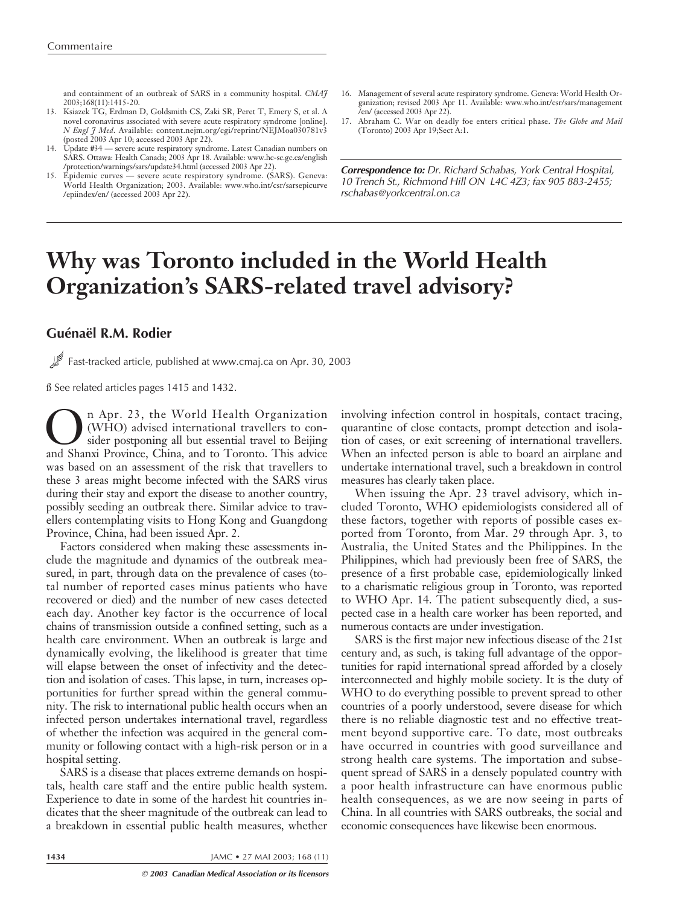and containment of an outbreak of SARS in a community hospital. *CMAJ* 2003;168(11):1415-20.
13. Ksiazek TG, Erdman D, Goldsmith CS, Zaki SR, Peret T, Emery S, et al. A novel coronavirus associated with severe acute respiratory syndrome [online]. *N Engl J Med*. Available: content.nejm.org/cgi/reprint/NEJMoa030781v3 (posted 2003 Apr 10; accessed 2003 Apr 22).
14. Update #34 — severe acute respiratory syndrome. Latest Canadian numbers on SARS. Ottawa: Health Canada; 2003 Apr 18. Available: www.hc-sc.gc.ca/english/protection/warnings/sars/update34.html (accessed 2003 Apr 22).
15. Epidemic curves — severe acute respiratory syndrome. (SARS). Geneva: World Health Organization; 2003. Available: www.who.int/csr/sarsepicurve/epiindex/en/ (accessed 2003 Apr 22).
16. Management of several acute respiratory syndrome. Geneva: World Health Organization; revised 2003 Apr 11. Available: www.who.int/csr/sars/management/en/ (accessed 2003 Apr 22).
17. Abraham C. War on deadly foe enters critical phase. *The Globe and Mail* (Toronto) 2003 Apr 19;Sect A:1.

***Correspondence to:*** *Dr. Richard Schabas, York Central Hospital, 10 Trench St., Richmond Hill ON L4C 4Z3; fax 905 883-2455; rschabas@yorkcentral.on.ca*

# Why was Toronto included in the World Health Organization's SARS-related travel advisory?

## Guénaël R.M. Rodier

Fast-tracked article, published at www.cmaj.ca on Apr. 30, 2003

ß See related articles pages 1415 and 1432.

On Apr. 23, the World Health Organization (WHO) advised international travellers to consider postponing all but essential travel to Beijing and Shanxi Province, China, and to Toronto. This advice was based on an assessment of the risk that travellers to these 3 areas might become infected with the SARS virus during their stay and export the disease to another country, possibly seeding an outbreak there. Similar advice to travellers contemplating visits to Hong Kong and Guangdong Province, China, had been issued Apr. 2.

Factors considered when making these assessments include the magnitude and dynamics of the outbreak measured, in part, through data on the prevalence of cases (total number of reported cases minus patients who have recovered or died) and the number of new cases detected each day. Another key factor is the occurrence of local chains of transmission outside a confined setting, such as a health care environment. When an outbreak is large and dynamically evolving, the likelihood is greater that time will elapse between the onset of infectivity and the detection and isolation of cases. This lapse, in turn, increases opportunities for further spread within the general community. The risk to international public health occurs when an infected person undertakes international travel, regardless of whether the infection was acquired in the general community or following contact with a high-risk person or in a hospital setting.

SARS is a disease that places extreme demands on hospitals, health care staff and the entire public health system. Experience to date in some of the hardest hit countries indicates that the sheer magnitude of the outbreak can lead to a breakdown in essential public health measures, whether involving infection control in hospitals, contact tracing, quarantine of close contacts, prompt detection and isolation of cases, or exit screening of international travellers. When an infected person is able to board an airplane and undertake international travel, such a breakdown in control measures has clearly taken place.

When issuing the Apr. 23 travel advisory, which included Toronto, WHO epidemiologists considered all of these factors, together with reports of possible cases exported from Toronto, from Mar. 29 through Apr. 3, to Australia, the United States and the Philippines. In the Philippines, which had previously been free of SARS, the presence of a first probable case, epidemiologically linked to a charismatic religious group in Toronto, was reported to WHO Apr. 14. The patient subsequently died, a suspected case in a health care worker has been reported, and numerous contacts are under investigation.

SARS is the first major new infectious disease of the 21st century and, as such, is taking full advantage of the opportunities for rapid international spread afforded by a closely interconnected and highly mobile society. It is the duty of WHO to do everything possible to prevent spread to other countries of a poorly understood, severe disease for which there is no reliable diagnostic test and no effective treatment beyond supportive care. To date, most outbreaks have occurred in countries with good surveillance and strong health care systems. The importation and subsequent spread of SARS in a densely populated country with a poor health infrastructure can have enormous public health consequences, as we are now seeing in parts of China. In all countries with SARS outbreaks, the social and economic consequences have likewise been enormous.

*© 2003 Canadian Medical Association or its licensors*